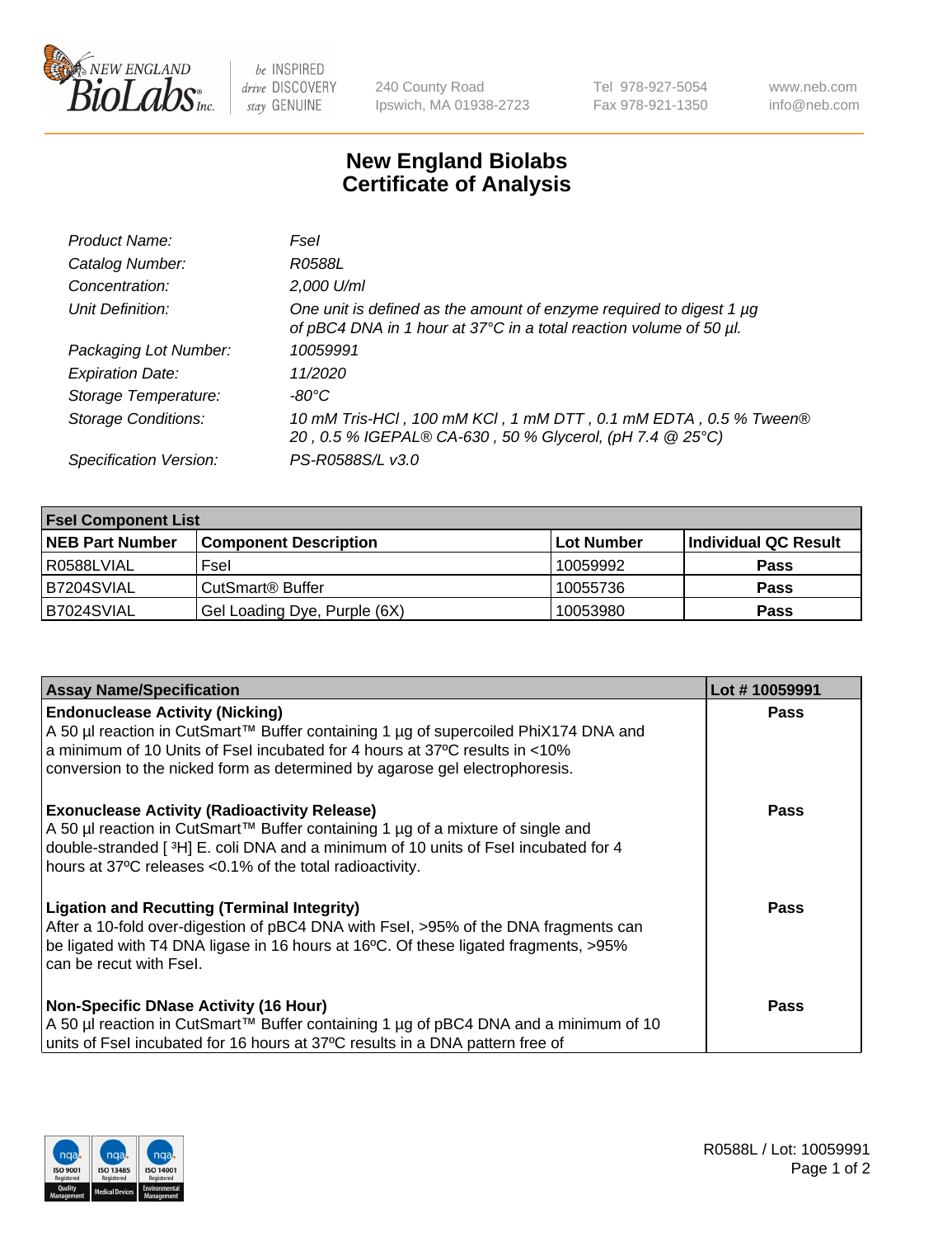New England BioLabs Inc. — be INSPIRED drive DISCOVERY stay GENUINE

240 County Road
Ipswich, MA 01938-2723

Tel 978-927-5054
Fax 978-921-1350

www.neb.com
info@neb.com

# New England Biolabs
# Certificate of Analysis

| | |
|---|---|
| *Product Name:* | *FseI* |
| *Catalog Number:* | *R0588L* |
| *Concentration:* | *2,000 U/ml* |
| *Unit Definition:* | *One unit is defined as the amount of enzyme required to digest 1 µg of pBC4 DNA in 1 hour at 37°C in a total reaction volume of 50 µl.* |
| *Packaging Lot Number:* | *10059991* |
| *Expiration Date:* | *11/2020* |
| *Storage Temperature:* | *-80°C* |
| *Storage Conditions:* | *10 mM Tris-HCl , 100 mM KCl , 1 mM DTT , 0.1 mM EDTA , 0.5 % Tween® 20 , 0.5 % IGEPAL® CA-630 , 50 % Glycerol, (pH 7.4 @ 25°C)* |
| *Specification Version:* | *PS-R0588S/L v3.0* |

| **FseI Component List** | | | |
|---|---|---|---|
| **NEB Part Number** | **Component Description** | **Lot Number** | **Individual QC Result** |
| R0588LVIAL | FseI | 10059992 | **Pass** |
| B7204SVIAL | CutSmart® Buffer | 10055736 | **Pass** |
| B7024SVIAL | Gel Loading Dye, Purple (6X) | 10053980 | **Pass** |

| **Assay Name/Specification** | **Lot # 10059991** |
|---|---|
| **Endonuclease Activity (Nicking)**<br>A 50 µl reaction in CutSmart™ Buffer containing 1 µg of supercoiled PhiX174 DNA and a minimum of 10 Units of FseI incubated for 4 hours at 37ºC results in <10% conversion to the nicked form as determined by agarose gel electrophoresis. | **Pass** |
| **Exonuclease Activity (Radioactivity Release)**<br>A 50 µl reaction in CutSmart™ Buffer containing 1 µg of a mixture of single and double-stranded [ $^{3}$H] E. coli DNA and a minimum of 10 units of FseI incubated for 4 hours at 37ºC releases <0.1% of the total radioactivity. | **Pass** |
| **Ligation and Recutting (Terminal Integrity)**<br>After a 10-fold over-digestion of pBC4 DNA with FseI, >95% of the DNA fragments can be ligated with T4 DNA ligase in 16 hours at 16ºC. Of these ligated fragments, >95% can be recut with FseI. | **Pass** |
| **Non-Specific DNase Activity (16 Hour)**<br>A 50 µl reaction in CutSmart™ Buffer containing 1 µg of pBC4 DNA and a minimum of 10 units of FseI incubated for 16 hours at 37ºC results in a DNA pattern free of | **Pass** |

R0588L / Lot: 10059991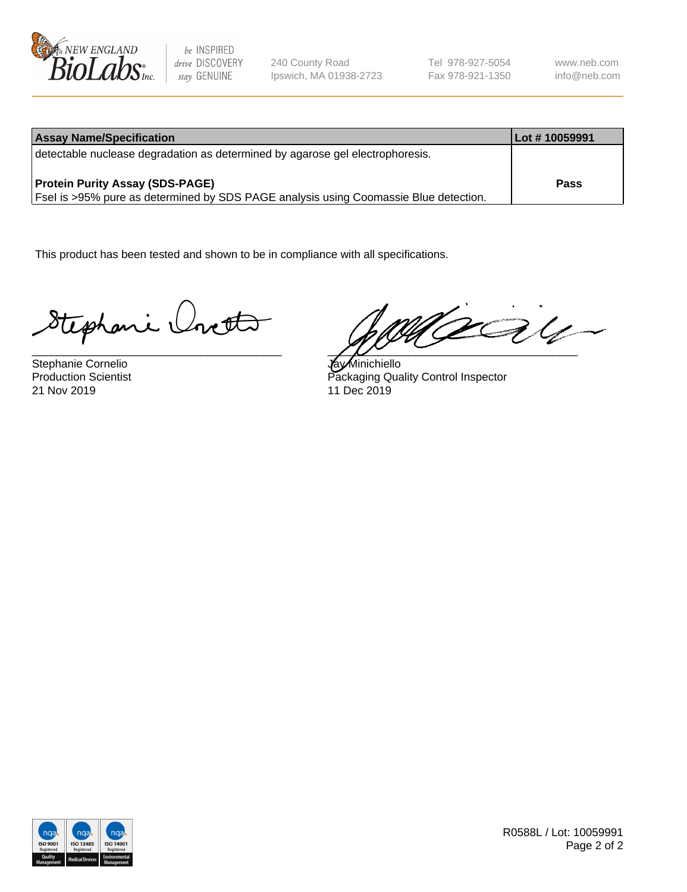| Assay Name/Specification | Lot # 10059991 |
|---|---|
| detectable nuclease degradation as determined by agarose gel electrophoresis. | |
| **Protein Purity Assay (SDS-PAGE)**<br>FseI is >95% pure as determined by SDS PAGE analysis using Coomassie Blue detection. | **Pass** |

This product has been tested and shown to be in compliance with all specifications.

Stephanie Cornelio
Production Scientist
21 Nov 2019

Jay Minichiello
Packaging Quality Control Inspector
11 Dec 2019

R0588L / Lot: 10059991